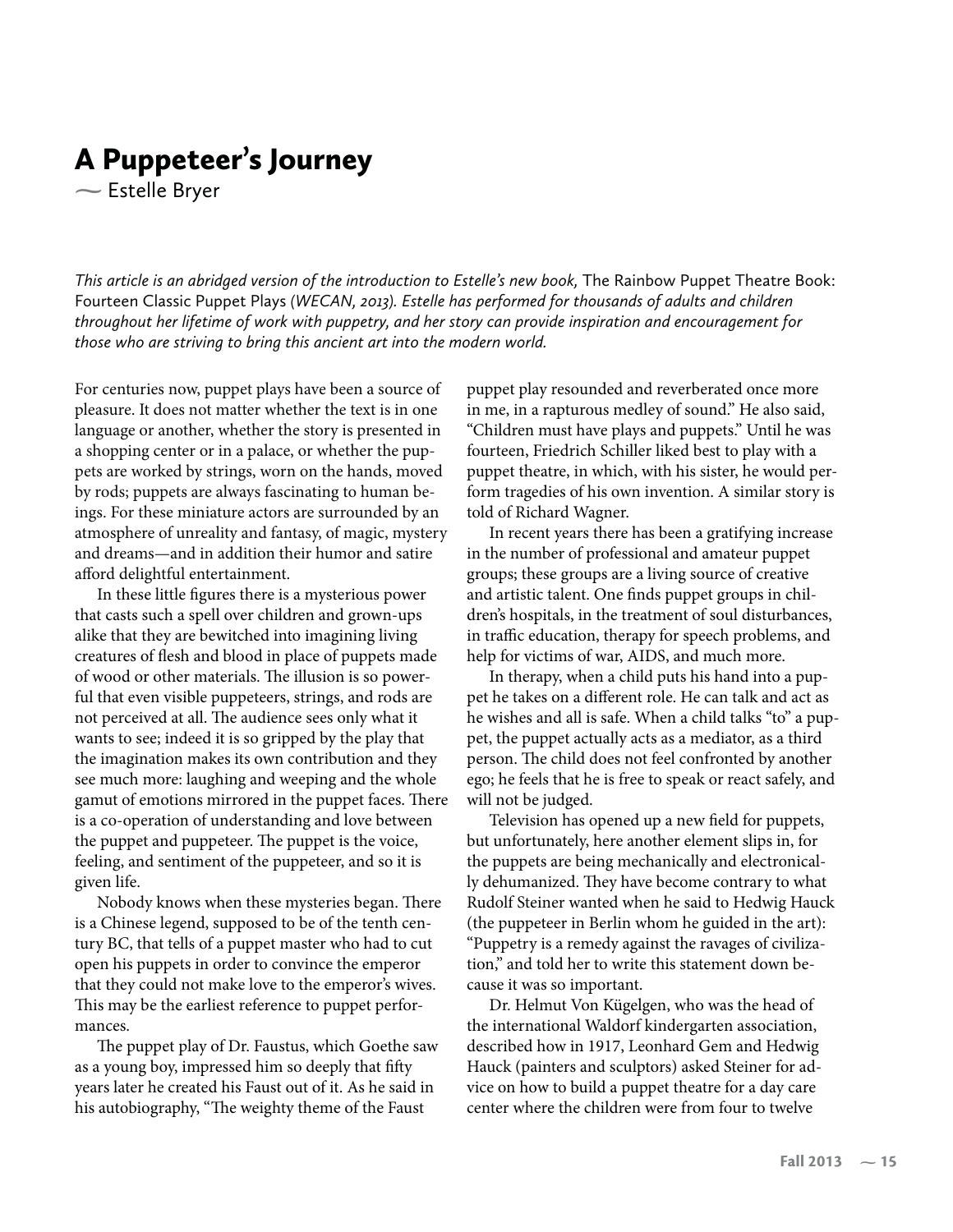# A Puppeteer's Journey

— Estelle Bryer

*This article is an abridged version of the introduction to Estelle's new book,* The Rainbow Puppet Theatre Book: Fourteen Classic Puppet Plays *(WECAN, 2013). Estelle has performed for thousands of adults and children throughout her lifetime of work with puppetry, and her story can provide inspiration and encouragement for those who are striving to bring this ancient art into the modern world.*

For centuries now, puppet plays have been a source of pleasure. It does not matter whether the text is in one language or another, whether the story is presented in a shopping center or in a palace, or whether the puppets are worked by strings, worn on the hands, moved by rods; puppets are always fascinating to human beings. For these miniature actors are surrounded by an atmosphere of unreality and fantasy, of magic, mystery and dreams—and in addition their humor and satire afford delightful entertainment.

In these little figures there is a mysterious power that casts such a spell over children and grown-ups alike that they are bewitched into imagining living creatures of flesh and blood in place of puppets made of wood or other materials. The illusion is so powerful that even visible puppeteers, strings, and rods are not perceived at all. The audience sees only what it wants to see; indeed it is so gripped by the play that the imagination makes its own contribution and they see much more: laughing and weeping and the whole gamut of emotions mirrored in the puppet faces. There is a co-operation of understanding and love between the puppet and puppeteer. The puppet is the voice, feeling, and sentiment of the puppeteer, and so it is given life.

Nobody knows when these mysteries began. There is a Chinese legend, supposed to be of the tenth century BC, that tells of a puppet master who had to cut open his puppets in order to convince the emperor that they could not make love to the emperor's wives. This may be the earliest reference to puppet performances.

The puppet play of Dr. Faustus, which Goethe saw as a young boy, impressed him so deeply that fifty years later he created his Faust out of it. As he said in his autobiography, "The weighty theme of the Faust puppet play resounded and reverberated once more in me, in a rapturous medley of sound." He also said, "Children must have plays and puppets." Until he was fourteen, Friedrich Schiller liked best to play with a puppet theatre, in which, with his sister, he would perform tragedies of his own invention. A similar story is told of Richard Wagner.

In recent years there has been a gratifying increase in the number of professional and amateur puppet groups; these groups are a living source of creative and artistic talent. One finds puppet groups in children's hospitals, in the treatment of soul disturbances, in traffic education, therapy for speech problems, and help for victims of war, AIDS, and much more.

In therapy, when a child puts his hand into a puppet he takes on a different role. He can talk and act as he wishes and all is safe. When a child talks "to" a puppet, the puppet actually acts as a mediator, as a third person. The child does not feel confronted by another ego; he feels that he is free to speak or react safely, and will not be judged.

Television has opened up a new field for puppets, but unfortunately, here another element slips in, for the puppets are being mechanically and electronically dehumanized. They have become contrary to what Rudolf Steiner wanted when he said to Hedwig Hauck (the puppeteer in Berlin whom he guided in the art): "Puppetry is a remedy against the ravages of civilization," and told her to write this statement down because it was so important.

Dr. Helmut Von Kügelgen, who was the head of the international Waldorf kindergarten association, described how in 1917, Leonhard Gem and Hedwig Hauck (painters and sculptors) asked Steiner for advice on how to build a puppet theatre for a day care center where the children were from four to twelve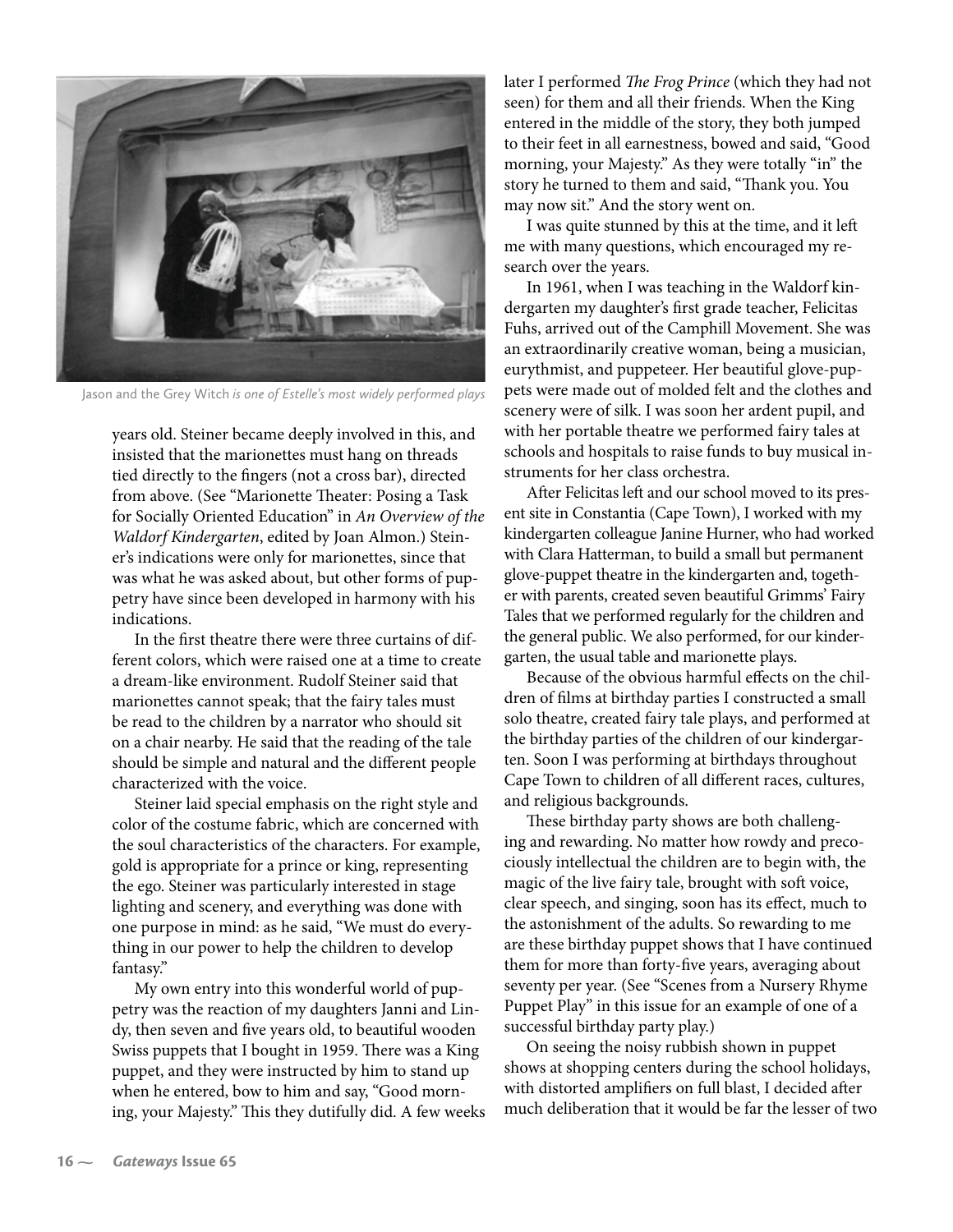Jason and the Grey Witch *is one of Estelle's most widely performed plays*

years old. Steiner became deeply involved in this, and insisted that the marionettes must hang on threads tied directly to the fingers (not a cross bar), directed from above. (See "Marionette Theater: Posing a Task for Socially Oriented Education" in *An Overview of the Waldorf Kindergarten*, edited by Joan Almon.) Steiner's indications were only for marionettes, since that was what he was asked about, but other forms of puppetry have since been developed in harmony with his indications.

In the first theatre there were three curtains of different colors, which were raised one at a time to create a dream-like environment. Rudolf Steiner said that marionettes cannot speak; that the fairy tales must be read to the children by a narrator who should sit on a chair nearby. He said that the reading of the tale should be simple and natural and the different people characterized with the voice.

Steiner laid special emphasis on the right style and color of the costume fabric, which are concerned with the soul characteristics of the characters. For example, gold is appropriate for a prince or king, representing the ego. Steiner was particularly interested in stage lighting and scenery, and everything was done with one purpose in mind: as he said, "We must do everything in our power to help the children to develop fantasy."

My own entry into this wonderful world of puppetry was the reaction of my daughters Janni and Lindy, then seven and five years old, to beautiful wooden Swiss puppets that I bought in 1959. There was a King puppet, and they were instructed by him to stand up when he entered, bow to him and say, "Good morning, your Majesty." This they dutifully did. A few weeks later I performed *The Frog Prince* (which they had not seen) for them and all their friends. When the King entered in the middle of the story, they both jumped to their feet in all earnestness, bowed and said, "Good morning, your Majesty." As they were totally "in" the story he turned to them and said, "Thank you. You may now sit." And the story went on.

I was quite stunned by this at the time, and it left me with many questions, which encouraged my research over the years.

In 1961, when I was teaching in the Waldorf kindergarten my daughter's first grade teacher, Felicitas Fuhs, arrived out of the Camphill Movement. She was an extraordinarily creative woman, being a musician, eurythmist, and puppeteer. Her beautiful glove-puppets were made out of molded felt and the clothes and scenery were of silk. I was soon her ardent pupil, and with her portable theatre we performed fairy tales at schools and hospitals to raise funds to buy musical instruments for her class orchestra.

After Felicitas left and our school moved to its present site in Constantia (Cape Town), I worked with my kindergarten colleague Janine Hurner, who had worked with Clara Hatterman, to build a small but permanent glove-puppet theatre in the kindergarten and, together with parents, created seven beautiful Grimms' Fairy Tales that we performed regularly for the children and the general public. We also performed, for our kindergarten, the usual table and marionette plays.

Because of the obvious harmful effects on the children of films at birthday parties I constructed a small solo theatre, created fairy tale plays, and performed at the birthday parties of the children of our kindergarten. Soon I was performing at birthdays throughout Cape Town to children of all different races, cultures, and religious backgrounds.

These birthday party shows are both challenging and rewarding. No matter how rowdy and precociously intellectual the children are to begin with, the magic of the live fairy tale, brought with soft voice, clear speech, and singing, soon has its effect, much to the astonishment of the adults. So rewarding to me are these birthday puppet shows that I have continued them for more than forty-five years, averaging about seventy per year. (See "Scenes from a Nursery Rhyme Puppet Play" in this issue for an example of one of a successful birthday party play.)

On seeing the noisy rubbish shown in puppet shows at shopping centers during the school holidays, with distorted amplifiers on full blast, I decided after much deliberation that it would be far the lesser of two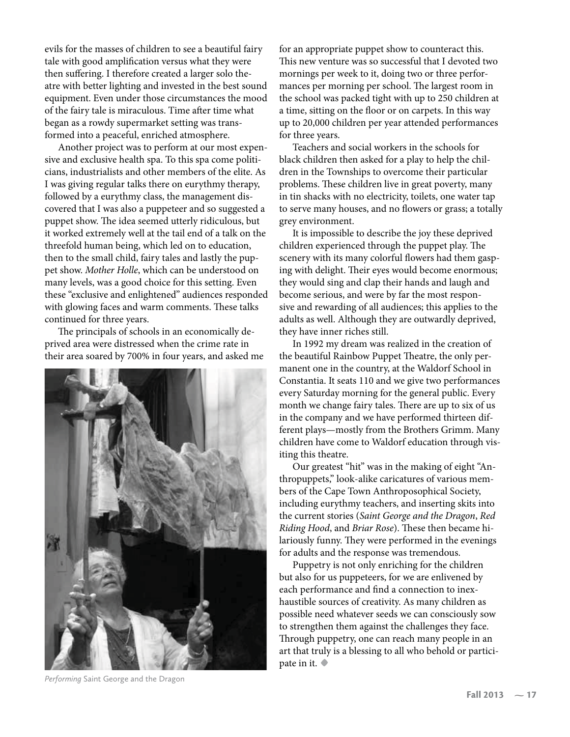evils for the masses of children to see a beautiful fairy tale with good amplification versus what they were then suffering. I therefore created a larger solo theatre with better lighting and invested in the best sound equipment. Even under those circumstances the mood of the fairy tale is miraculous. Time after time what began as a rowdy supermarket setting was transformed into a peaceful, enriched atmosphere.

Another project was to perform at our most expensive and exclusive health spa. To this spa come politicians, industrialists and other members of the elite. As I was giving regular talks there on eurythmy therapy, followed by a eurythmy class, the management discovered that I was also a puppeteer and so suggested a puppet show. The idea seemed utterly ridiculous, but it worked extremely well at the tail end of a talk on the threefold human being, which led on to education, then to the small child, fairy tales and lastly the puppet show. *Mother Holle*, which can be understood on many levels, was a good choice for this setting. Even these "exclusive and enlightened" audiences responded with glowing faces and warm comments. These talks continued for three years.

The principals of schools in an economically deprived area were distressed when the crime rate in their area soared by 700% in four years, and asked me for an appropriate puppet show to counteract this. This new venture was so successful that I devoted two mornings per week to it, doing two or three performances per morning per school. The largest room in the school was packed tight with up to 250 children at a time, sitting on the floor or on carpets. In this way up to 20,000 children per year attended performances for three years.

*Performing* Saint George and the Dragon

Teachers and social workers in the schools for black children then asked for a play to help the children in the Townships to overcome their particular problems. These children live in great poverty, many in tin shacks with no electricity, toilets, one water tap to serve many houses, and no flowers or grass; a totally grey environment.

It is impossible to describe the joy these deprived children experienced through the puppet play. The scenery with its many colorful flowers had them gasping with delight. Their eyes would become enormous; they would sing and clap their hands and laugh and become serious, and were by far the most responsive and rewarding of all audiences; this applies to the adults as well. Although they are outwardly deprived, they have inner riches still.

In 1992 my dream was realized in the creation of the beautiful Rainbow Puppet Theatre, the only permanent one in the country, at the Waldorf School in Constantia. It seats 110 and we give two performances every Saturday morning for the general public. Every month we change fairy tales. There are up to six of us in the company and we have performed thirteen different plays—mostly from the Brothers Grimm. Many children have come to Waldorf education through visiting this theatre.

Our greatest "hit" was in the making of eight "Anthropuppets," look-alike caricatures of various members of the Cape Town Anthroposophical Society, including eurythmy teachers, and inserting skits into the current stories (*Saint George and the Dragon*, *Red Riding Hood*, and *Briar Rose*). These then became hilariously funny. They were performed in the evenings for adults and the response was tremendous.

Puppetry is not only enriching for the children but also for us puppeteers, for we are enlivened by each performance and find a connection to inexhaustible sources of creativity. As many children as possible need whatever seeds we can consciously sow to strengthen them against the challenges they face. Through puppetry, one can reach many people in an art that truly is a blessing to all who behold or participate in it. ◆